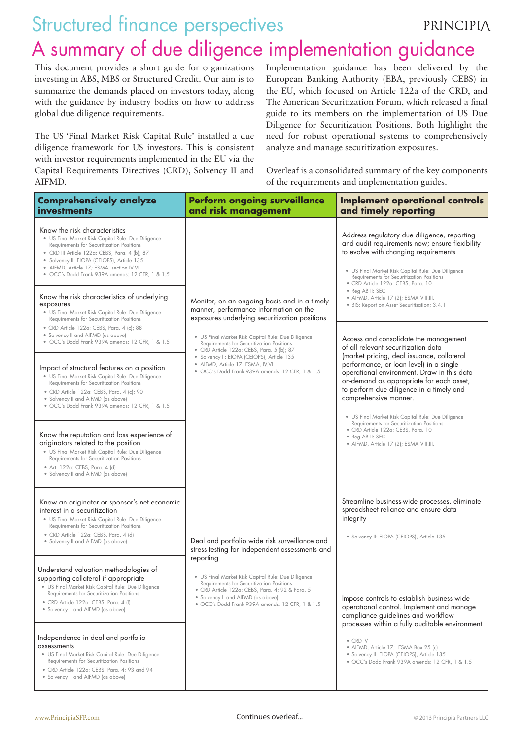# Structured finance perspectives

# A summary of due diligence implementation guidance

This document provides a short guide for organizations investing in ABS, MBS or Structured Credit. Our aim is to summarize the demands placed on investors today, along with the guidance by industry bodies on how to address global due diligence requirements.

The US 'Final Market Risk Capital Rule' installed a due diligence framework for US investors. This is consistent with investor requirements implemented in the EU via the Capital Requirements Directives (CRD), Solvency II and AIFMD.

Implementation guidance has been delivered by the European Banking Authority (EBA, previously CEBS) in the EU, which focused on Article 122a of the CRD, and The American Securitization Forum, which released a final guide to its members on the implementation of US Due Diligence for Securitization Positions. Both highlight the need for robust operational systems to comprehensively analyze and manage securitization exposures.

Overleaf is a consolidated summary of the key components of the requirements and implementation guides.

| Comprehensively analyze investments | Perform ongoing surveillance and risk management | Implement operational controls and timely reporting |
|---|---|---|
| Know the risk characteristics<br>• US Final Market Risk Capital Rule: Due Diligence Requirements for Securitization Positions<br>• CRD III Article 122a: CEBS, Para. 4 (b); 87<br>• Solvency II: EIOPA (CEIOPS), Article 135<br>• AIFMD, Article 17; ESMA, section IV.VI<br>• OCC's Dodd Frank 939A amends: 12 CFR, 1 & 1.5 | Monitor, on an ongoing basis and in a timely manner, performance information on the exposures underlying securitization positions<br>• US Final Market Risk Capital Rule: Due Diligence Requirements for Securitization Positions<br>• CRD Article 122a: CEBS, Para. 5 (b); 87<br>• Solvency II: EIOPA (CEIOPS), Article 135<br>• AIFMD, Article 17: ESMA, IV.VI<br>• OCC's Dodd Frank 939A amends: 12 CFR, 1 & 1.5 | Address regulatory due diligence, reporting and audit requirements now; ensure flexibility to evolve with changing requirements<br>• US Final Market Risk Capital Rule: Due Diligence Requirements for Securitization Positions<br>• CRD Article 122a: CEBS, Para. 10<br>• Reg AB II: SEC<br>• AIFMD, Article 17 (2); ESMA VIII.III.<br>• BIS: Report on Asset Securitisation; 3.4.1 |
| Know the risk characteristics of underlying exposures<br>• US Final Market Risk Capital Rule: Due Diligence Requirements for Securitization Positions<br>• CRD Article 122a: CEBS, Para. 4 (c); 88<br>• Solvency II and AIFMD (as above)<br>• OCC's Dodd Frank 939A amends: 12 CFR, 1 & 1.5 | | Access and consolidate the management of all relevant securitization data (market pricing, deal issuance, collateral performance, or loan level) in a single operational environment. Draw in this data on-demand as appropriate for each asset, to perform due diligence in a timely and comprehensive manner.<br>• US Final Market Risk Capital Rule: Due Diligence Requirements for Securitization Positions<br>• CRD Article 122a: CEBS, Para. 10<br>• Reg AB II: SEC<br>• AIFMD, Article 17 (2); ESMA VIII.III. |
| Impact of structural features on a position<br>• US Final Market Risk Capital Rule: Due Diligence Requirements for Securitization Positions<br>• CRD Article 122a: CEBS, Para. 4 (c); 90<br>• Solvency II and AIFMD (as above)<br>• OCC's Dodd Frank 939A amends: 12 CFR, 1 & 1.5 | | |
| Know the reputation and loss experience of originators related to the position<br>• US Final Market Risk Capital Rule: Due Diligence Requirements for Securitization Positions<br>• Art. 122a: CEBS, Para. 4 (d)<br>• Solvency II and AIFMD (as above) | Deal and portfolio wide risk surveillance and stress testing for independent assessments and reporting<br>• US Final Market Risk Capital Rule: Due Diligence Requirements for Securitization Positions<br>• CRD Article 122a: CEBS, Para. 4; 92 & Para. 5<br>• Solvency II and AIFMD (as above)<br>• OCC's Dodd Frank 939A amends: 12 CFR, 1 & 1.5 | Streamline business-wide processes, eliminate spreadsheet reliance and ensure data integrity<br>• Solvency II: EIOPA (CEIOPS), Article 135 |
| Know an originator or sponsor's net economic interest in a securitization<br>• US Final Market Risk Capital Rule: Due Diligence Requirements for Securitization Positions<br>• CRD Article 122a: CEBS, Para. 4 (d)<br>• Solvency II and AIFMD (as above) | | |
| Understand valuation methodologies of supporting collateral if appropriate<br>• US Final Market Risk Capital Rule: Due Diligence Requirements for Securitization Positions<br>• CRD Article 122a: CEBS, Para. 4 (f)<br>• Solvency II and AIFMD (as above) | | Impose controls to establish business wide operational control. Implement and manage compliance guidelines and workflow processes within a fully auditable environment<br>• CRD IV<br>• AIFMD, Article 17; ESMA Box 25 (c)<br>• Solvency II: EIOPA (CEIOPS), Article 135<br>• OCC's Dodd Frank 939A amends: 12 CFR, 1 & 1.5 |
| Independence in deal and portfolio assessments<br>• US Final Market Risk Capital Rule: Due Diligence Requirements for Securitization Positions<br>• CRD Article 122a: CEBS, Para. 4; 93 and 94<br>• Solvency II and AIFMD (as above) | | |

www.PrincipiaSFP.com

Continues overleaf...

© 2013 Principia Partners LLC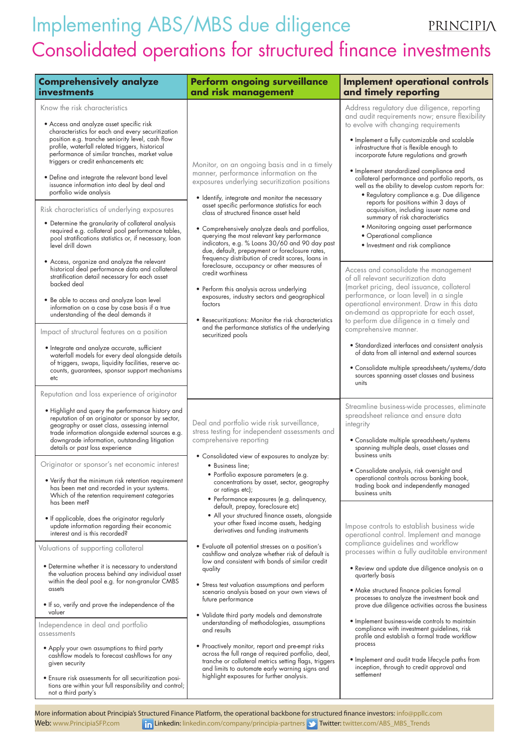# Implementing ABS/MBS due diligence

PRINCIPIA

## Consolidated operations for structured finance investments

### Comprehensively analyze investments

#### Know the risk characteristics

- Access and analyze asset specific risk characteristics for each and every securitization position e.g. tranche seniority level, cash flow profile, waterfall related triggers, historical performance of similar tranches, market value triggers or credit enhancements etc
- Define and integrate the relevant bond level issuance information into deal by deal and portfolio wide analysis

#### Risk characteristics of underlying exposures

- Determine the granularity of collateral analysis required e.g. collateral pool performance tables, pool stratifications statistics or, if necessary, loan level drill down
- Access, organize and analyze the relevant historical deal performance data and collateral stratification detail necessary for each asset backed deal
- Be able to access and analyze loan level information on a case by case basis if a true understanding of the deal demands it

#### Impact of structural features on a position

- Integrate and analyze accurate, sufficient waterfall models for every deal alongside details of triggers, swaps, liquidity facilities, reserve accounts, guarantees, sponsor support mechanisms etc

#### Reputation and loss experience of originator

- Highlight and query the performance history and reputation of an originator or sponsor by sector, geography or asset class, assessing internal trade information alongside external sources e.g. downgrade information, outstanding litigation details or past loss experience

#### Originator or sponsor's net economic interest

- Verify that the minimum risk retention requirement has been met and recorded in your systems. Which of the retention requirement categories has been met?
- If applicable, does the originator regularly update information regarding their economic interest and is this recorded?

#### Valuations of supporting collateral

- Determine whether it is necessary to understand the valuation process behind any individual asset within the deal pool e.g. for non-granular CMBS assets
- If so, verify and prove the independence of the valuer

#### Independence in deal and portfolio assessments

- Apply your own assumptions to third party cashflow models to forecast cashflows for any given security
- Ensure risk assessments for all securitization positions are within your full responsibility and control; not a third party's

### Perform ongoing surveillance and risk management

#### Monitor, on an ongoing basis and in a timely manner, performance information on the exposures underlying securitization positions

- Identify, integrate and monitor the necessary asset specific performance statistics for each class of structured finance asset held
- Comprehensively analyze deals and portfolios, querying the most relevant key performance indicators, e.g. % Loans 30/60 and 90 day past due, default, prepayment or foreclosure rates, frequency distribution of credit scores, loans in foreclosure, occupancy or other measures of credit worthiness
- Perform this analysis across underlying exposures, industry sectors and geographical factors
- Resecuritizations: Monitor the risk characteristics and the performance statistics of the underlying securitized pools

#### Deal and portfolio wide risk surveillance, stress testing for independent assessments and comprehensive reporting

- Consolidated view of exposures to analyze by:
  - Business line;
  - Portfolio exposure parameters (e.g. concentrations by asset, sector, geography or ratings etc);
  - Performance exposures (e.g. delinquency, default, prepay, foreclosure etc)
  - All your structured finance assets, alongside your other fixed income assets, hedging derivatives and funding instruments
- Evaluate all potential stresses on a position's cashflow and analyze whether risk of default is low and consistent with bonds of similar credit quality
- Stress test valuation assumptions and perform scenario analysis based on your own views of future performance
- Validate third party models and demonstrate understanding of methodologies, assumptions and results
- Proactively monitor, report and pre-empt risks across the full range of required portfolio, deal, tranche or collateral metrics setting flags, triggers and limits to automate early warning signs and highlight exposures for further analysis.

### Implement operational controls and timely reporting

#### Address regulatory due diligence, reporting and audit requirements now; ensure flexibility to evolve with changing requirements

- Implement a fully customizable and scalable infrastructure that is flexible enough to incorporate future regulations and growth
- Implement standardized compliance and collateral performance and portfolio reports, as well as the ability to develop custom reports for:
  - Regulatory compliance e.g. Due diligence reports for positions within 3 days of acquisition, including issuer name and summary of risk characteristics
  - Monitoring ongoing asset performance
  - Operational compliance
  - Investment and risk compliance

#### Access and consolidate the management of all relevant securitization data (market pricing, deal issuance, collateral performance, or loan level) in a single operational environment. Draw in this data on-demand as appropriate for each asset, to perform due diligence in a timely and comprehensive manner.

- Standardized interfaces and consistent analysis of data from all internal and external sources
- Consolidate multiple spreadsheets/systems/data sources spanning asset classes and business units

#### Streamline business-wide processes, eliminate spreadsheet reliance and ensure data integrity

- Consolidate multiple spreadsheets/systems spanning multiple deals, asset classes and business units
- Consolidate analysis, risk oversight and operational controls across banking book, trading book and independently managed business units

#### Impose controls to establish business wide operational control. Implement and manage compliance guidelines and workflow processes within a fully auditable environment

- Review and update due diligence analysis on a quarterly basis
- Make structured finance policies formal processes to analyze the investment book and prove due diligence activities across the business
- Implement business-wide controls to maintain compliance with investment guidelines, risk profile and establish a formal trade workflow process
- Implement and audit trade lifecycle paths from inception, through to credit approval and settlement

---

More information about Principia's Structured Finance Platform, the operational backbone for structured finance investors: info@ppllc.com
Web: www.PrincipiaSFP.com Linkedin: linkedin.com/company/principia-partners Twitter: twitter.com/ABS_MBS_Trends